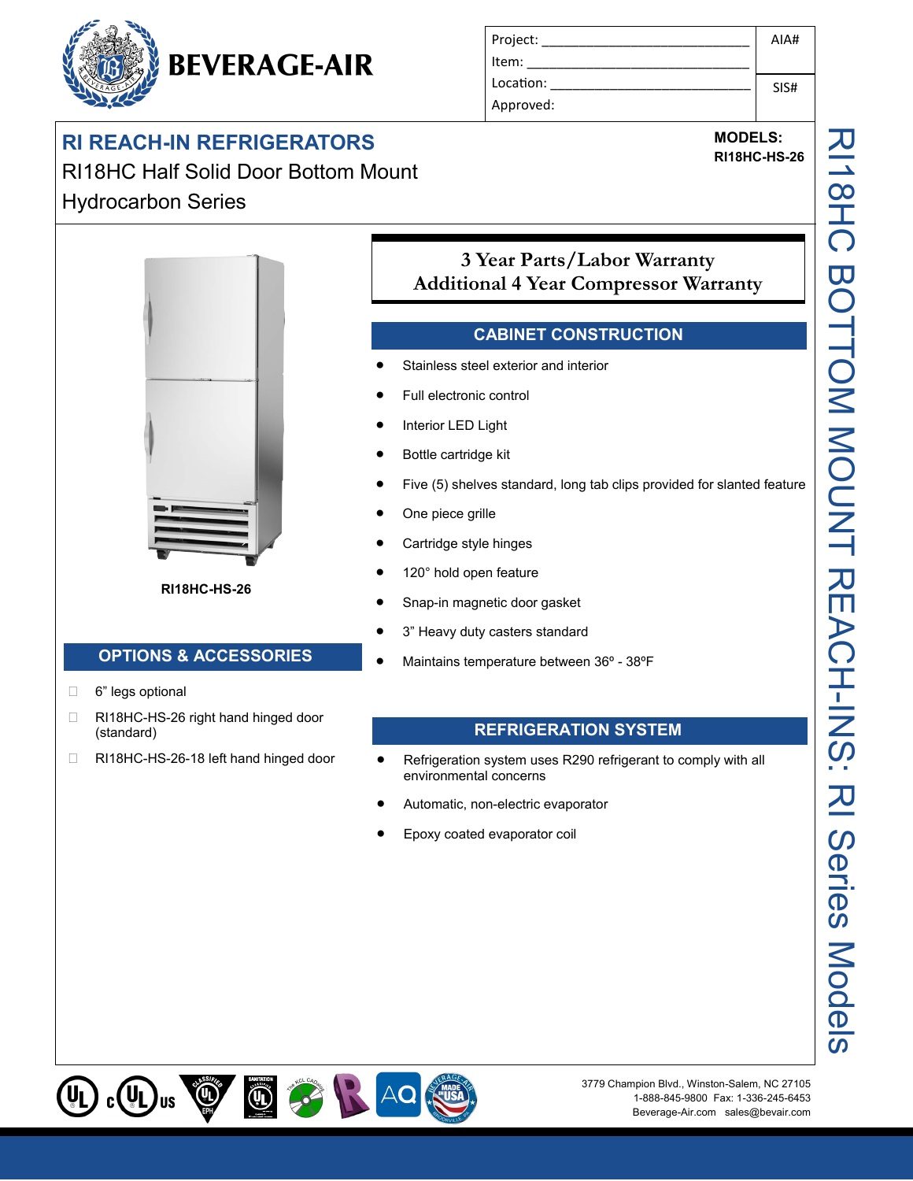# BEVERAGE-AIR

| Project: ______________________ | AIA# |
| --- | --- |
| Item: ______________________ | |
| Location: ______________________ | SIS# |
| Approved: | |

## RI REACH-IN REFRIGERATORS

RI18HC Half Solid Door Bottom Mount Hydrocarbon Series

**MODELS:**
**RI18HC-HS-26**

RI18HC BOTTOM MOUNT REACH-INS: RI Series Models

**RI18HC-HS-26**

**3 Year Parts/Labor Warranty**
**Additional 4 Year Compressor Warranty**

### CABINET CONSTRUCTION

- Stainless steel exterior and interior
- Full electronic control
- Interior LED Light
- Bottle cartridge kit
- Five (5) shelves standard, long tab clips provided for slanted feature
- One piece grille
- Cartridge style hinges
- 120° hold open feature
- Snap-in magnetic door gasket
- 3" Heavy duty casters standard
- Maintains temperature between 36º - 38ºF

### OPTIONS & ACCESSORIES

- ☐ 6" legs optional
- ☐ RI18HC-HS-26 right hand hinged door (standard)
- ☐ RI18HC-HS-26-18 left hand hinged door

### REFRIGERATION SYSTEM

- Refrigeration system uses R290 refrigerant to comply with all environmental concerns
- Automatic, non-electric evaporator
- Epoxy coated evaporator coil

3779 Champion Blvd., Winston-Salem, NC 27105
1-888-845-9800 Fax: 1-336-245-6453
Beverage-Air.com sales@bevair.com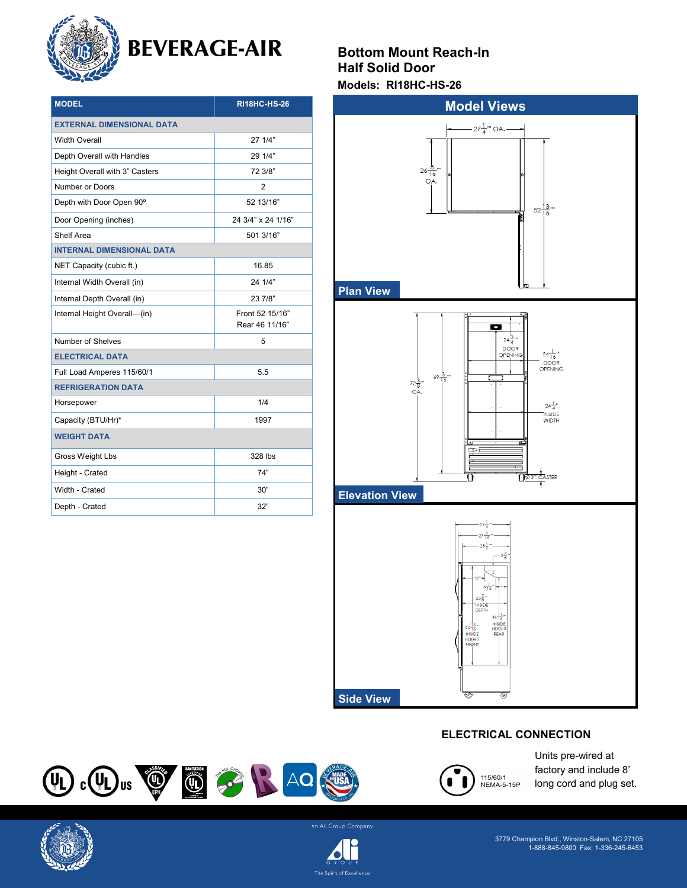# BEVERAGE-AIR

## Bottom Mount Reach-In
## Half Solid Door
### Models: RI18HC-HS-26

| MODEL | RI18HC-HS-26 |
|---|---|
| **EXTERNAL DIMENSIONAL DATA** | |
| Width Overall | 27 1/4" |
| Depth Overall with Handles | 29 1/4" |
| Height Overall with 3" Casters | 72 3/8" |
| Number or Doors | 2 |
| Depth with Door Open 90º | 52 13/16" |
| Door Opening (inches) | 24 3/4" x 24 1/16" |
| Shelf Area | 501 3/16" |
| **INTERNAL DIMENSIONAL DATA** | |
| NET Capacity (cubic ft.) | 16.85 |
| Internal Width Overall (in) | 24 1/4" |
| Internal Depth Overall (in) | 23 7/8" |
| Internal Height Overall—(in) | Front 52 15/16" Rear 46 11/16" |
| Number of Shelves | 5 |
| **ELECTRICAL DATA** | |
| Full Load Amperes 115/60/1 | 5.5 |
| **REFRIGERATION DATA** | |
| Horsepower | 1/4 |
| Capacity (BTU/Hr)* | 1997 |
| **WEIGHT DATA** | |
| Gross Weight Lbs | 328 lbs |
| Height - Crated | 74" |
| Width - Crated | 30" |
| Depth - Crated | 32" |

## Model Views

### Plan View

27 1/4" OA.
26 5/16" OA.
52 13/16"

### Elevation View

24 3/4" DOOR OPENING
24 1/16" DOOR OPENING
24 1/4" INSIDE WIDTH
72 3/8" OA.
69 3/16"
3" CASTER

### Side View

29 1/4"
27 9/16"
25 1/2"
2 7/8"
12"
6 1/16"
23 7/8" INSIDE DEPTH
46 11/16" INSIDE HEIGHT REAR
52 15/16" INSIDE HEIGHT FRONT

## ELECTRICAL CONNECTION

115/60/1
NEMA-5-15P

Units pre-wired at factory and include 8' long cord and plug set.

an Ali Group Company

The Spirit of Excellence

3779 Champion Blvd., Winston-Salem, NC 27105
1-888-845-9800 Fax: 1-336-245-6453